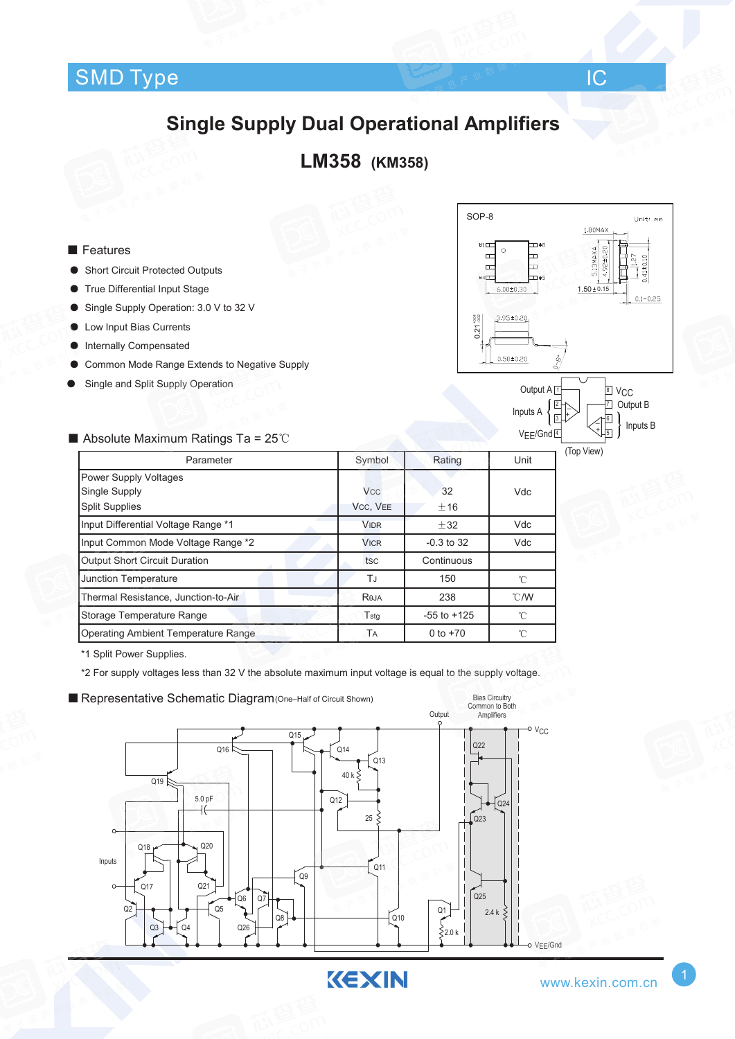SMD Type IC

# Single Supply Dual Operational Amplifiers

## LM358 (KM358)

SOP-8

■ Features

- Short Circuit Protected Outputs
- True Differential Input Stage
- Single Supply Operation: 3.0 V to 32 V
- Low Input Bias Currents
- Internally Compensated
- Common Mode Range Extends to Negative Supply
- Single and Split Supply Operation

■ Absolute Maximum Ratings Ta = 25℃

| Parameter | Symbol | Rating | Unit |
|---|---|---|---|
| Power Supply Voltages<br>Single Supply<br>Split Supplies | <br>$V_{CC}$<br>$V_{CC}$, $V_{EE}$ | <br>32<br>±16 | Vdc |
| Input Differential Voltage Range *1 | $V_{IDR}$ | ±32 | Vdc |
| Input Common Mode Voltage Range *2 | $V_{ICR}$ | -0.3 to 32 | Vdc |
| Output Short Circuit Duration | $t_{SC}$ | Continuous | |
| Junction Temperature | $T_J$ | 150 | ℃ |
| Thermal Resistance, Junction-to-Air | $R_{\theta JA}$ | 238 | ℃/W |
| Storage Temperature Range | $T_{stg}$ | -55 to +125 | ℃ |
| Operating Ambient Temperature Range | $T_A$ | 0 to +70 | ℃ |

*1 Split Power Supplies.

*2 For supply voltages less than 32 V the absolute maximum input voltage is equal to the supply voltage.

■ Representative Schematic Diagram (One–Half of Circuit Shown)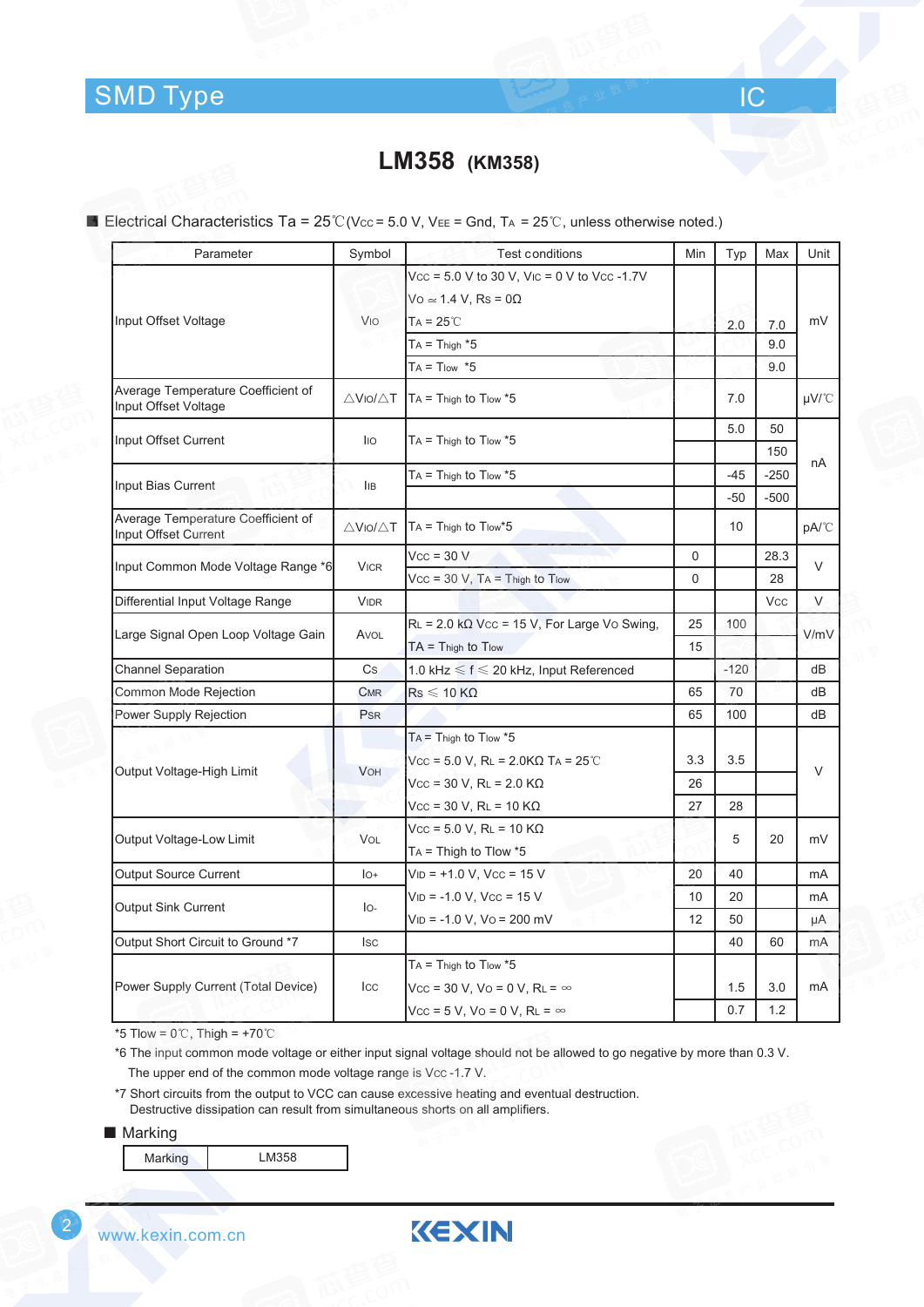# LM358 (KM358)

■ Electrical Characteristics Ta = 25℃($V_{CC}$ = 5.0 V, $V_{EE}$ = Gnd, $T_A$ = 25℃, unless otherwise noted.)

| Parameter | Symbol | Test conditions | Min | Typ | Max | Unit |
|---|---|---|---|---|---|---|
| Input Offset Voltage | $V_{IO}$ | $V_{CC}$ = 5.0 V to 30 V, $V_{IC}$ = 0 V to $V_{CC}$ -1.7V, $V_O \simeq$ 1.4 V, $R_S$ = 0Ω, $T_A$ = 25℃ | | 2.0 | 7.0 | mV |
| | | $T_A$ = $T_{high}$ *5 | | | 9.0 | |
| | | $T_A$ = $T_{low}$ *5 | | | 9.0 | |
| Average Temperature Coefficient of Input Offset Voltage | $\triangle V_{IO}/\triangle T$ | $T_A$ = $T_{high}$ to $T_{low}$ *5 | | 7.0 | | μV/℃ |
| Input Offset Current | $I_{IO}$ | | | 5.0 | 50 | nA |
| | | $T_A$ = $T_{high}$ to $T_{low}$ *5 | | | 150 | |
| Input Bias Current | $I_{IB}$ | | | -45 | -250 | |
| | | $T_A$ = $T_{high}$ to $T_{low}$ *5 | | -50 | -500 | |
| Average Temperature Coefficient of Input Offset Current | $\triangle V_{IO}/\triangle T$ | $T_A$ = $T_{high}$ to $T_{low}$*5 | | 10 | | pA/℃ |
| Input Common Mode Voltage Range *6 | $V_{ICR}$ | $V_{CC}$ = 30 V | 0 | | 28.3 | V |
| | | $V_{CC}$ = 30 V, $T_A$ = $T_{high}$ to $T_{low}$ | 0 | | 28 | |
| Differential Input Voltage Range | $V_{IDR}$ | | | | $V_{CC}$ | V |
| Large Signal Open Loop Voltage Gain | $A_{VOL}$ | $R_L$ = 2.0 kΩ $V_{CC}$ = 15 V, For Large $V_O$ Swing, | 25 | 100 | | V/mV |
| | | $T_A$ = $T_{high}$ to $T_{low}$ | 15 | | | |
| Channel Separation | Cs | 1.0 kHz ≤ f ≤ 20 kHz, Input Referenced | | -120 | | dB |
| Common Mode Rejection | CMR | $R_S$ ≤ 10 KΩ | 65 | 70 | | dB |
| Power Supply Rejection | PSR | | 65 | 100 | | dB |
| Output Voltage-High Limit | $V_{OH}$ | $T_A$ = $T_{high}$ to $T_{low}$ *5, $V_{CC}$ = 5.0 V, $R_L$ = 2.0KΩ $T_A$ = 25℃ | 3.3 | 3.5 | | V |
| | | $V_{CC}$ = 30 V, $R_L$ = 2.0 KΩ | 26 | | | |
| | | $V_{CC}$ = 30 V, $R_L$ = 10 KΩ | 27 | 28 | | |
| Output Voltage-Low Limit | $V_{OL}$ | $V_{CC}$ = 5.0 V, $R_L$ = 10 KΩ, $T_A$ = Thigh to Tlow *5 | | 5 | 20 | mV |
| Output Source Current | $I_{O+}$ | $V_{ID}$ = +1.0 V, $V_{CC}$ = 15 V | 20 | 40 | | mA |
| Output Sink Current | $I_{O-}$ | $V_{ID}$ = -1.0 V, $V_{CC}$ = 15 V | 10 | 20 | | mA |
| | | $V_{ID}$ = -1.0 V, $V_O$ = 200 mV | 12 | 50 | | μA |
| Output Short Circuit to Ground *7 | $I_{SC}$ | | | 40 | 60 | mA |
| Power Supply Current (Total Device) | $I_{CC}$ | $T_A$ = $T_{high}$ to $T_{low}$ *5, $V_{CC}$ = 30 V, $V_O$ = 0 V, $R_L$ = ∞ | | 1.5 | 3.0 | mA |
| | | $V_{CC}$ = 5 V, $V_O$ = 0 V, $R_L$ = ∞ | | 0.7 | 1.2 | |

*5 Tlow = 0℃, Thigh = +70℃

*6 The input common mode voltage or either input signal voltage should not be allowed to go negative by more than 0.3 V. The upper end of the common mode voltage range is $V_{CC}$ -1.7 V.

*7 Short circuits from the output to VCC can cause excessive heating and eventual destruction. Destructive dissipation can result from simultaneous shorts on all amplifiers.

■ Marking

| Marking | LM358 |
|---|---|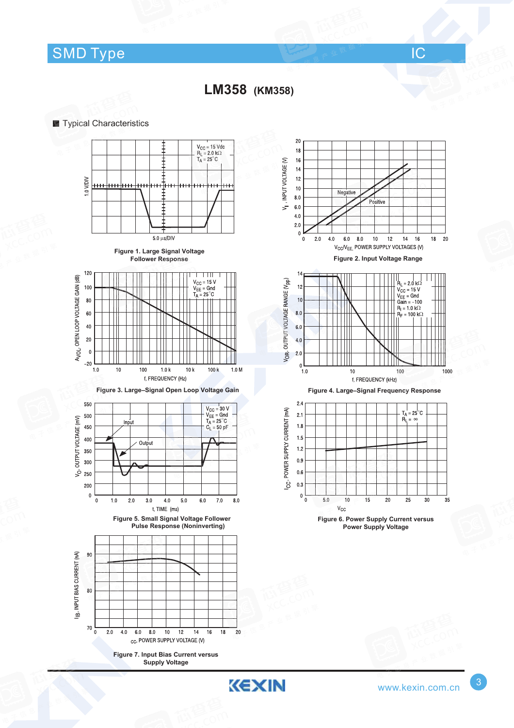# LM358 (KM358)

## Typical Characteristics

$V_{CC}$ = 15 Vdc
$R_L$ = 2.0 kΩ
$T_A$ = 25°C

1.0 V/DIV

5.0 µs/DIV

**Figure 1. Large Signal Voltage Follower Response**

$V_I$, INPUT VOLTAGE (V)

20 18 16 14 12 10 8.0 6.0 4.0 2.0 0

Negative

Positive

0 2.0 4.0 6.0 8.0 10 12 14 16 18 20

$V_{CC}/V_{EE}$, POWER SUPPLY VOLTAGES (V)

**Figure 2. Input Voltage Range**

$A_{VOL}$, OPEN LOOP VOLTAGE GAIN (dB)

120 100 80 60 40 20 0 −20

$V_{CC}$ = 15 V
$V_{EE}$ = Gnd
$T_A$ = 25°C

1.0 10 100 1.0 k 10 k 100 k 1.0 M

f, FREQUENCY (Hz)

**Figure 3. Large–Signal Open Loop Voltage Gain**

$V_{OR}$, OUTPUT VOLTAGE RANGE ($V_{pp}$)

14 12 10 8.0 6.0 4.0 2.0 0

$R_L$ = 2.0 kΩ
$V_{CC}$ = 15 V
$V_{EE}$ = Gnd
Gain = −100
$R_I$ = 1.0 kΩ
$R_F$ = 100 kΩ

1.0 10 100 1000

f, FREQUENCY (kHz)

**Figure 4. Large–Signal Frequency Response**

$V_O$, OUTPUT VOLTAGE (mV)

550 500 450 400 350 300 250 200 0

Input

Output

$V_{CC}$ = 30 V
$V_{EE}$ = Gnd
$T_A$ = 25°C
$C_L$ = 50 pF

0 1.0 2.0 3.0 4.0 5.0 6.0 7.0 8.0

t, TIME (ms)

**Figure 5. Small Signal Voltage Follower Pulse Response (Noninverting)**

$I_{CC}$, POWER SUPPLY CURRENT (mA)

2.4 2.1 1.8 1.5 1.2 0.9 0.6 0.3 0

$T_A$ = 25°C
$R_L$ = ∞

0 5.0 10 15 20 25 30 35

$V_{CC}$

**Figure 6. Power Supply Current versus Power Supply Voltage**

$I_{IB}$, INPUT BIAS CURRENT (nA)

90 80 70

0 2.0 4.0 6.0 8.0 10 12 14 16 18 20

$V_{CC}$, POWER SUPPLY VOLTAGE (V)

**Figure 7. Input Bias Current versus Supply Voltage**